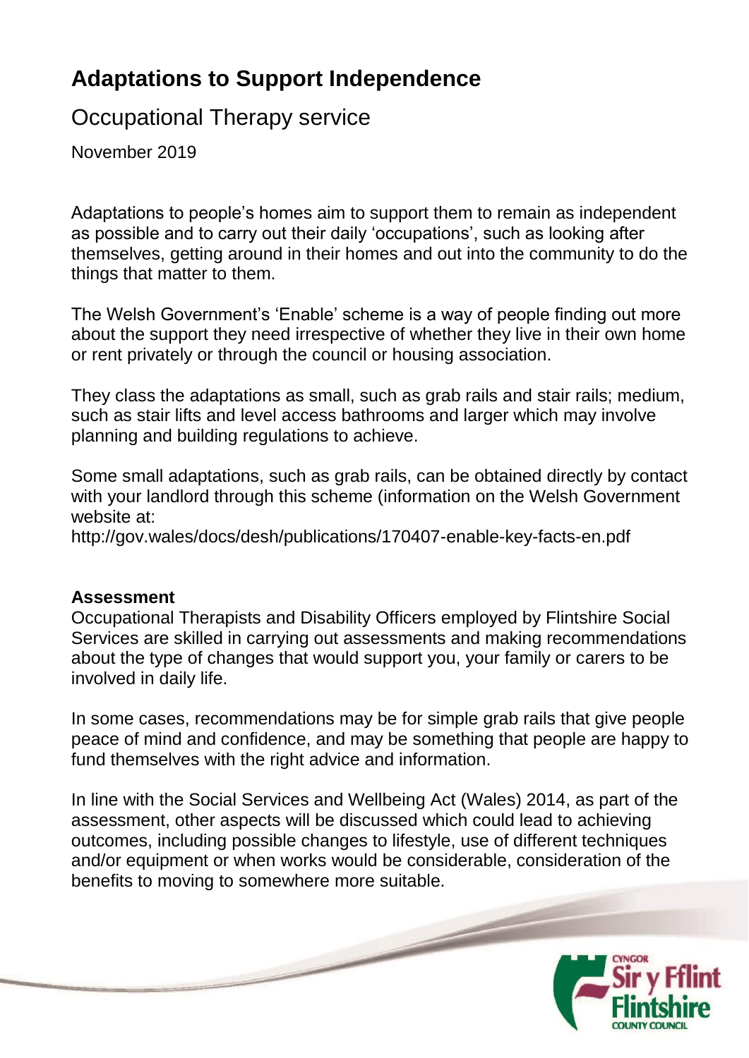# Adaptations to Support Independence

## Occupational Therapy service

November 2019

Adaptations to people's homes aim to support them to remain as independent as possible and to carry out their daily 'occupations', such as looking after themselves, getting around in their homes and out into the community to do the things that matter to them.

The Welsh Government's 'Enable' scheme is a way of people finding out more about the support they need irrespective of whether they live in their own home or rent privately or through the council or housing association.

They class the adaptations as small, such as grab rails and stair rails; medium, such as stair lifts and level access bathrooms and larger which may involve planning and building regulations to achieve.

Some small adaptations, such as grab rails, can be obtained directly by contact with your landlord through this scheme (information on the Welsh Government website at:
http://gov.wales/docs/desh/publications/170407-enable-key-facts-en.pdf

**Assessment**

Occupational Therapists and Disability Officers employed by Flintshire Social Services are skilled in carrying out assessments and making recommendations about the type of changes that would support you, your family or carers to be involved in daily life.

In some cases, recommendations may be for simple grab rails that give people peace of mind and confidence, and may be something that people are happy to fund themselves with the right advice and information.

In line with the Social Services and Wellbeing Act (Wales) 2014, as part of the assessment, other aspects will be discussed which could lead to achieving outcomes, including possible changes to lifestyle, use of different techniques and/or equipment or when works would be considerable, consideration of the benefits to moving to somewhere more suitable.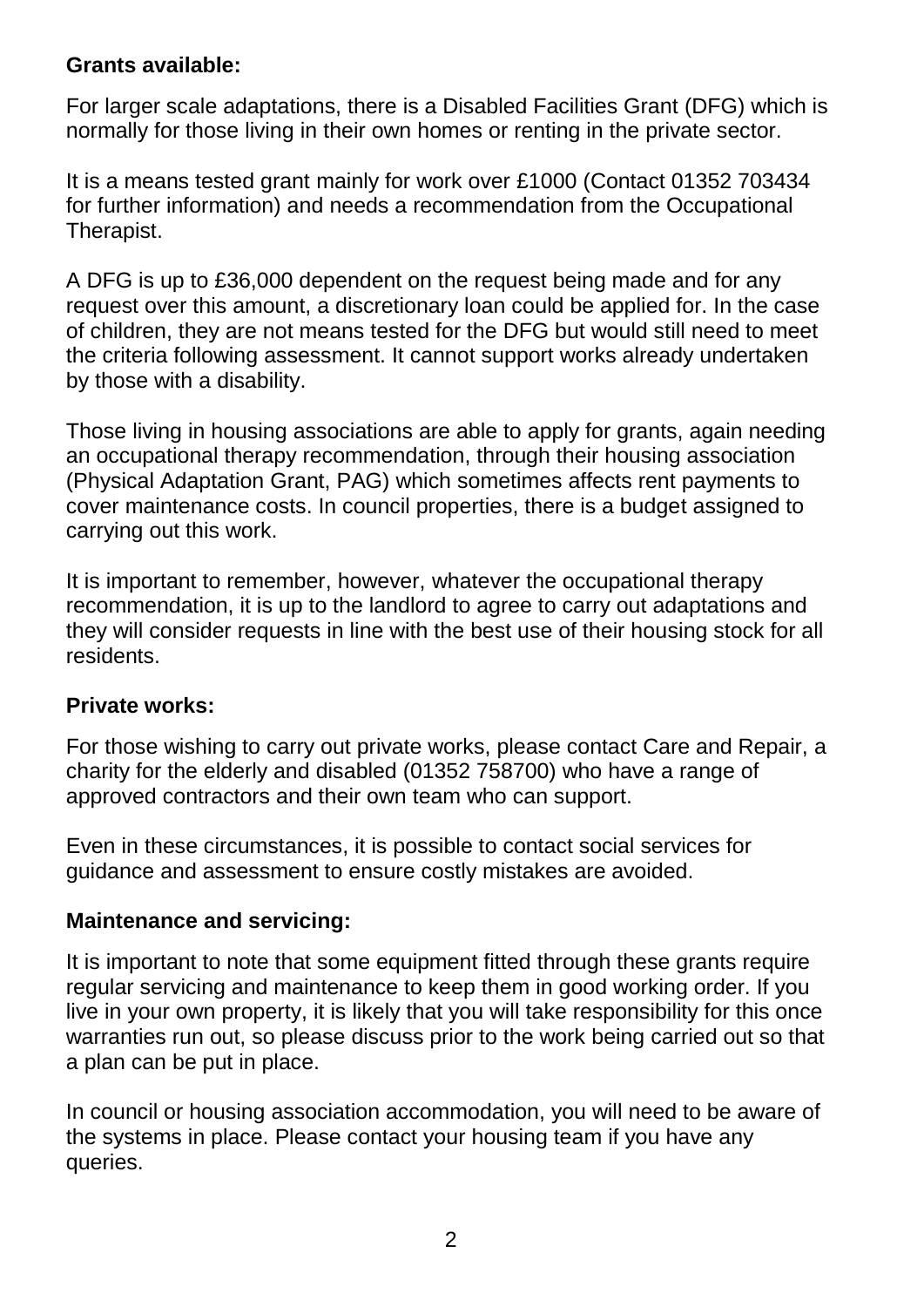**Grants available:**

For larger scale adaptations, there is a Disabled Facilities Grant (DFG) which is normally for those living in their own homes or renting in the private sector.

It is a means tested grant mainly for work over £1000 (Contact 01352 703434 for further information) and needs a recommendation from the Occupational Therapist.

A DFG is up to £36,000 dependent on the request being made and for any request over this amount, a discretionary loan could be applied for. In the case of children, they are not means tested for the DFG but would still need to meet the criteria following assessment. It cannot support works already undertaken by those with a disability.

Those living in housing associations are able to apply for grants, again needing an occupational therapy recommendation, through their housing association (Physical Adaptation Grant, PAG) which sometimes affects rent payments to cover maintenance costs. In council properties, there is a budget assigned to carrying out this work.

It is important to remember, however, whatever the occupational therapy recommendation, it is up to the landlord to agree to carry out adaptations and they will consider requests in line with the best use of their housing stock for all residents.

**Private works:**

For those wishing to carry out private works, please contact Care and Repair, a charity for the elderly and disabled (01352 758700) who have a range of approved contractors and their own team who can support.

Even in these circumstances, it is possible to contact social services for guidance and assessment to ensure costly mistakes are avoided.

**Maintenance and servicing:**

It is important to note that some equipment fitted through these grants require regular servicing and maintenance to keep them in good working order. If you live in your own property, it is likely that you will take responsibility for this once warranties run out, so please discuss prior to the work being carried out so that a plan can be put in place.

In council or housing association accommodation, you will need to be aware of the systems in place. Please contact your housing team if you have any queries.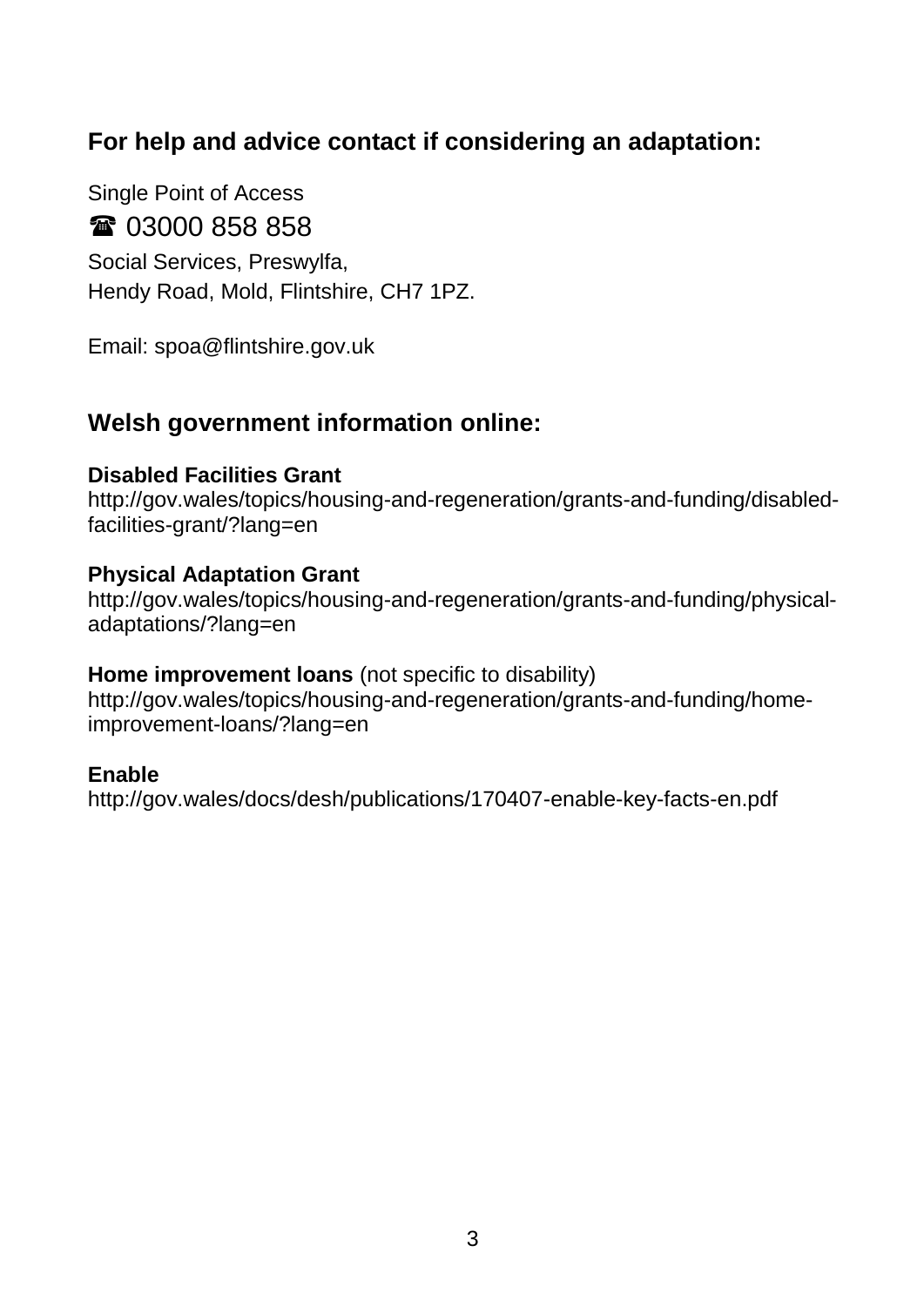## For help and advice contact if considering an adaptation:

Single Point of Access

☎ 03000 858 858

Social Services, Preswylfa,
Hendy Road, Mold, Flintshire, CH7 1PZ.

Email: spoa@flintshire.gov.uk

## Welsh government information online:

**Disabled Facilities Grant**
http://gov.wales/topics/housing-and-regeneration/grants-and-funding/disabled-facilities-grant/?lang=en

**Physical Adaptation Grant**
http://gov.wales/topics/housing-and-regeneration/grants-and-funding/physical-adaptations/?lang=en

**Home improvement loans** (not specific to disability)
http://gov.wales/topics/housing-and-regeneration/grants-and-funding/home-improvement-loans/?lang=en

**Enable**
http://gov.wales/docs/desh/publications/170407-enable-key-facts-en.pdf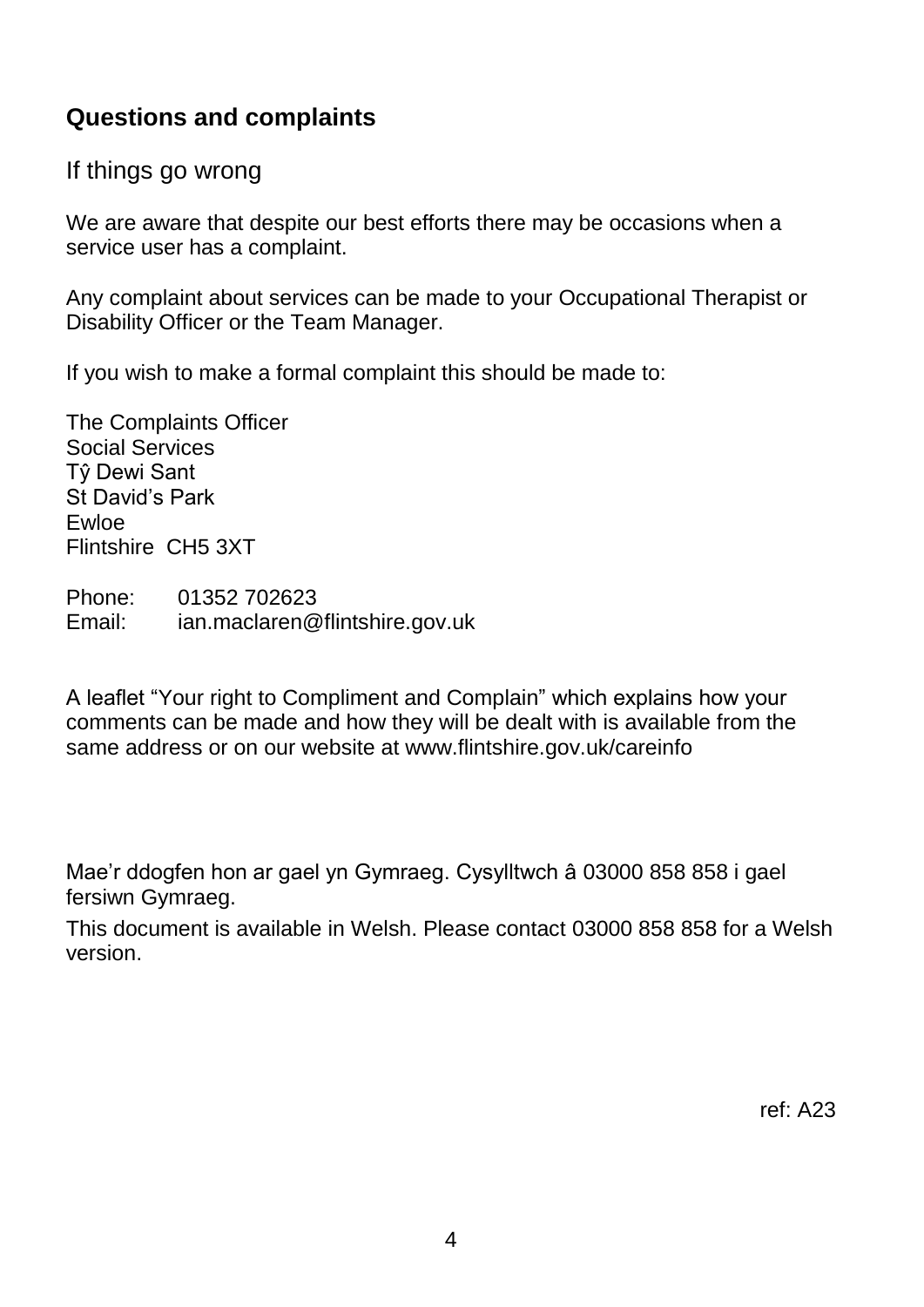## Questions and complaints

If things go wrong

We are aware that despite our best efforts there may be occasions when a service user has a complaint.

Any complaint about services can be made to your Occupational Therapist or Disability Officer or the Team Manager.

If you wish to make a formal complaint this should be made to:

The Complaints Officer
Social Services
Tŷ Dewi Sant
St David's Park
Ewloe
Flintshire CH5 3XT

Phone: 01352 702623
Email: ian.maclaren@flintshire.gov.uk

A leaflet "Your right to Compliment and Complain" which explains how your comments can be made and how they will be dealt with is available from the same address or on our website at www.flintshire.gov.uk/careinfo

Mae'r ddogfen hon ar gael yn Gymraeg. Cysylltwch â 03000 858 858 i gael fersiwn Gymraeg.

This document is available in Welsh. Please contact 03000 858 858 for a Welsh version.

ref: A23